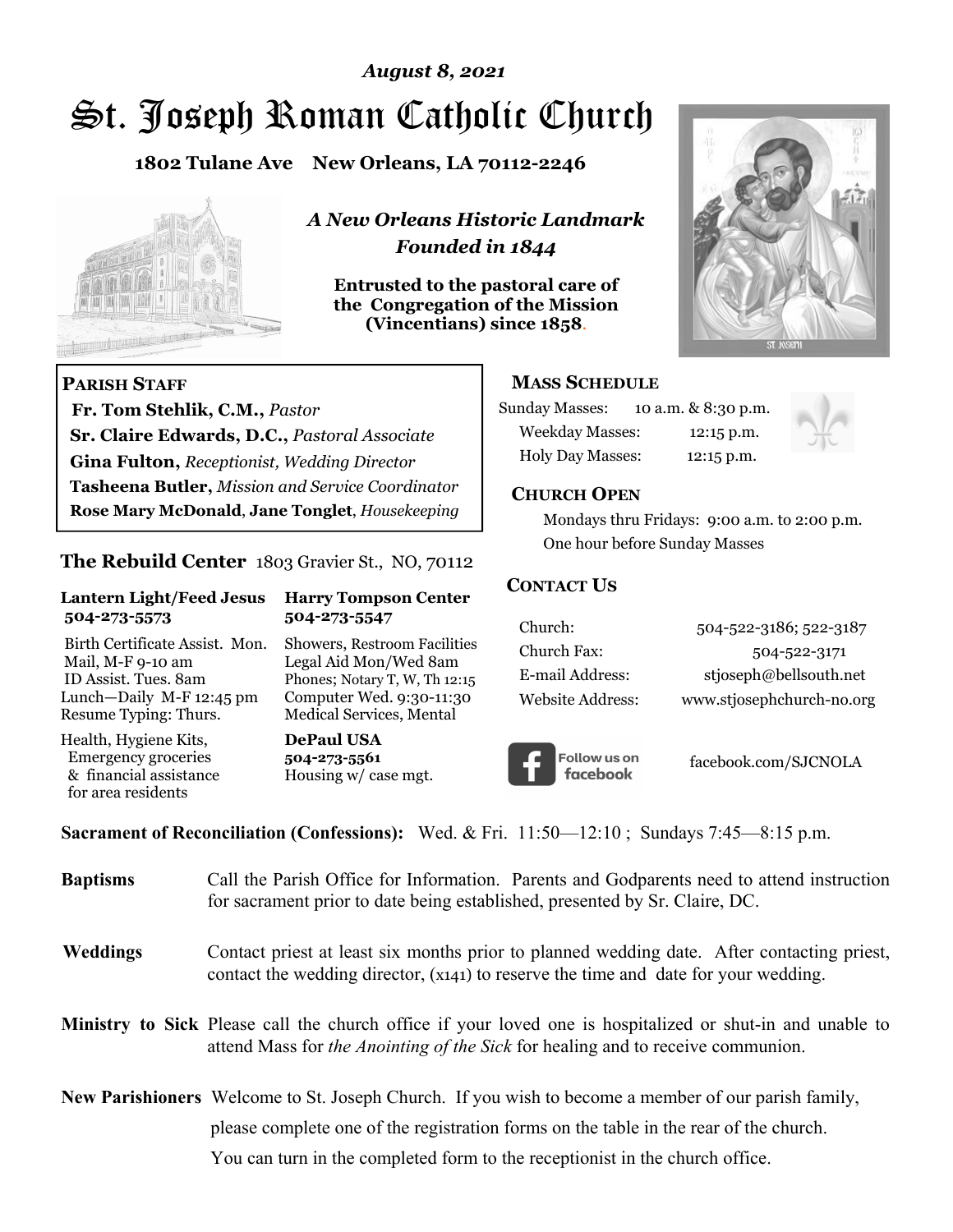*August 8, 2021*

# St. Joseph Roman Catholic Church

**1802 Tulane Ave New Orleans, LA 70112-2246**

***A New Orleans Historic Landmark***
***Founded in 1844***

**Entrusted to the pastoral care of the Congregation of the Mission (Vincentians) since 1858.**

## PARISH STAFF

**Fr. Tom Stehlik, C.M.,** *Pastor*
**Sr. Claire Edwards, D.C.,** *Pastoral Associate*
**Gina Fulton,** *Receptionist, Wedding Director*
**Tasheena Butler,** *Mission and Service Coordinator*
**Rose Mary McDonald**, **Jane Tonglet**, *Housekeeping*

## The Rebuild Center 1803 Gravier St., NO, 70112

| **Lantern Light/Feed Jesus 504-273-5573** | **Harry Tompson Center 504-273-5547** |
|---|---|
| Birth Certificate Assist. Mon.<br>Mail, M-F 9-10 am<br>ID Assist. Tues. 8am<br>Lunch—Daily M-F 12:45 pm<br>Resume Typing: Thurs. | Showers, Restroom Facilities<br>Legal Aid Mon/Wed 8am<br>Phones; Notary T, W, Th 12:15<br>Computer Wed. 9:30-11:30<br>Medical Services, Mental |
| Health, Hygiene Kits,<br>Emergency groceries<br>& financial assistance<br>for area residents | **DePaul USA**<br>**504-273-5561**<br>Housing w/ case mgt. |

## MASS SCHEDULE

Sunday Masses: 10 a.m. & 8:30 p.m.
Weekday Masses: 12:15 p.m.
Holy Day Masses: 12:15 p.m.

## CHURCH OPEN

Mondays thru Fridays: 9:00 a.m. to 2:00 p.m.
One hour before Sunday Masses

## CONTACT US

| | |
|---|---|
| Church: | 504-522-3186; 522-3187 |
| Church Fax: | 504-522-3171 |
| E-mail Address: | stjoseph@bellsouth.net |
| Website Address: | www.stjosephchurch-no.org |

Follow us on facebook — facebook.com/SJCNOLA

**Sacrament of Reconciliation (Confessions):** Wed. & Fri. 11:50—12:10 ; Sundays 7:45—8:15 p.m.

**Baptisms** Call the Parish Office for Information. Parents and Godparents need to attend instruction for sacrament prior to date being established, presented by Sr. Claire, DC.

**Weddings** Contact priest at least six months prior to planned wedding date. After contacting priest, contact the wedding director, (x141) to reserve the time and date for your wedding.

**Ministry to Sick** Please call the church office if your loved one is hospitalized or shut-in and unable to attend Mass for *the Anointing of the Sick* for healing and to receive communion.

**New Parishioners** Welcome to St. Joseph Church. If you wish to become a member of our parish family, please complete one of the registration forms on the table in the rear of the church. You can turn in the completed form to the receptionist in the church office.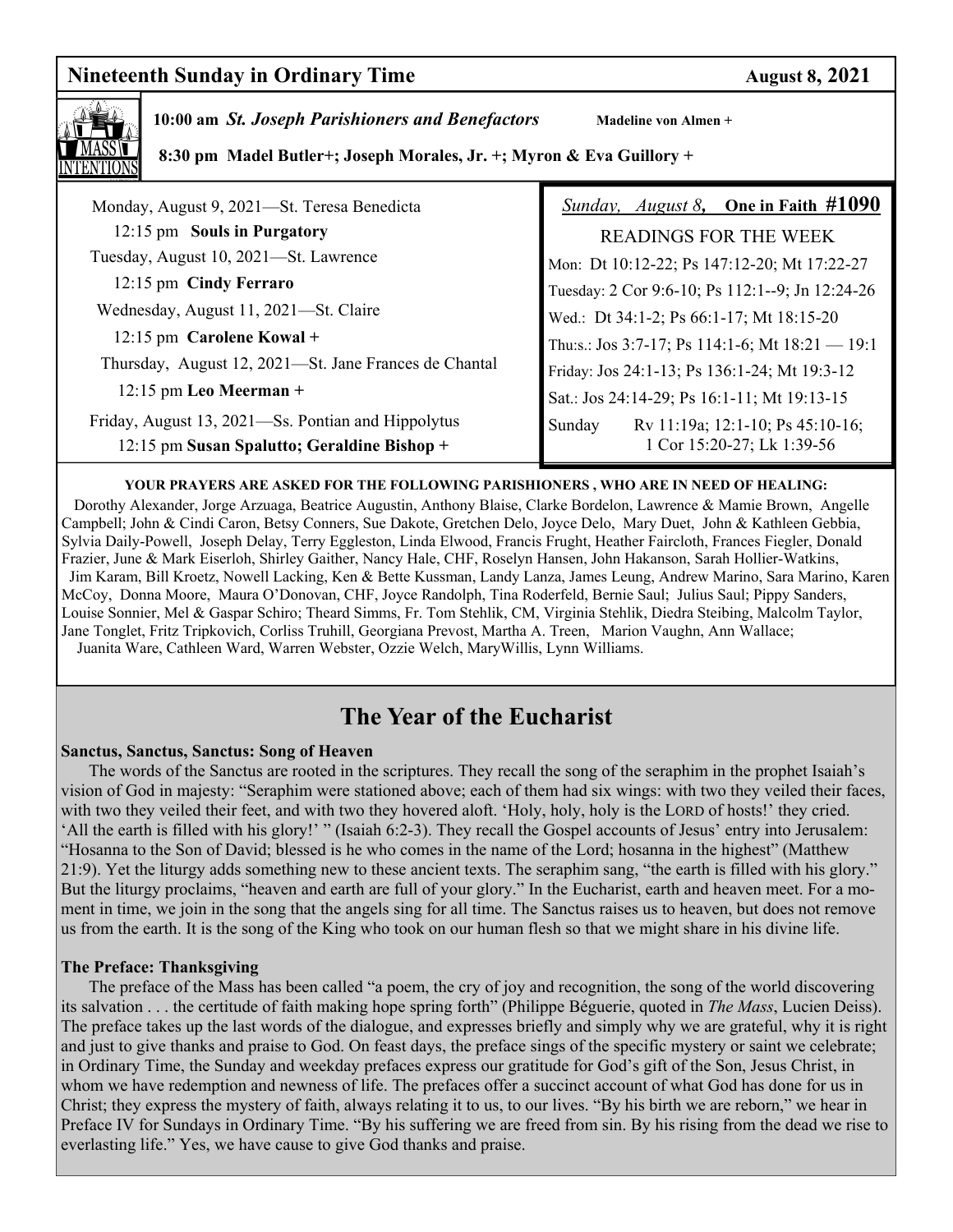## Nineteenth Sunday in Ordinary Time — August 8, 2021

**MASS INTENTIONS**

**10:00 am** ***St. Joseph Parishioners and Benefactors*** **Madeline von Almen +**

**8:30 pm Madel Butler+; Joseph Morales, Jr. +; Myron & Eva Guillory +**

Monday, August 9, 2021—St. Teresa Benedicta
12:15 pm **Souls in Purgatory**

Tuesday, August 10, 2021—St. Lawrence
12:15 pm **Cindy Ferraro**

Wednesday, August 11, 2021—St. Claire
12:15 pm **Carolene Kowal +**

Thursday, August 12, 2021—St. Jane Frances de Chantal
12:15 pm **Leo Meerman +**

Friday, August 13, 2021—Ss. Pontian and Hippolytus
12:15 pm **Susan Spalutto; Geraldine Bishop +**

*Sunday, August 8,* **One in Faith #1090**

READINGS FOR THE WEEK

Mon: Dt 10:12-22; Ps 147:12-20; Mt 17:22-27
Tuesday: 2 Cor 9:6-10; Ps 112:1--9; Jn 12:24-26
Wed.: Dt 34:1-2; Ps 66:1-17; Mt 18:15-20
Thu:s.: Jos 3:7-17; Ps 114:1-6; Mt 18:21 — 19:1
Friday: Jos 24:1-13; Ps 136:1-24; Mt 19:3-12
Sat.: Jos 24:14-29; Ps 16:1-11; Mt 19:13-15
Sunday Rv 11:19a; 12:1-10; Ps 45:10-16; 1 Cor 15:20-27; Lk 1:39-56

**YOUR PRAYERS ARE ASKED FOR THE FOLLOWING PARISHIONERS , WHO ARE IN NEED OF HEALING:**

Dorothy Alexander, Jorge Arzuaga, Beatrice Augustin, Anthony Blaise, Clarke Bordelon, Lawrence & Mamie Brown, Angelle Campbell; John & Cindi Caron, Betsy Conners, Sue Dakote, Gretchen Delo, Joyce Delo, Mary Duet, John & Kathleen Gebbia, Sylvia Daily-Powell, Joseph Delay, Terry Eggleston, Linda Elwood, Francis Frught, Heather Faircloth, Frances Fiegler, Donald Frazier, June & Mark Eiserloh, Shirley Gaither, Nancy Hale, CHF, Roselyn Hansen, John Hakanson, Sarah Hollier-Watkins, Jim Karam, Bill Kroetz, Nowell Lacking, Ken & Bette Kussman, Landy Lanza, James Leung, Andrew Marino, Sara Marino, Karen McCoy, Donna Moore, Maura O'Donovan, CHF, Joyce Randolph, Tina Roderfeld, Bernie Saul; Julius Saul; Pippy Sanders, Louise Sonnier, Mel & Gaspar Schiro; Theard Simms, Fr. Tom Stehlik, CM, Virginia Stehlik, Diedra Steibing, Malcolm Taylor, Jane Tonglet, Fritz Tripkovich, Corliss Truhill, Georgiana Prevost, Martha A. Treen, Marion Vaughn, Ann Wallace; Juanita Ware, Cathleen Ward, Warren Webster, Ozzie Welch, MaryWillis, Lynn Williams.

# The Year of the Eucharist

**Sanctus, Sanctus, Sanctus: Song of Heaven**

The words of the Sanctus are rooted in the scriptures. They recall the song of the seraphim in the prophet Isaiah's vision of God in majesty: "Seraphim were stationed above; each of them had six wings: with two they veiled their faces, with two they veiled their feet, and with two they hovered aloft. 'Holy, holy, holy is the LORD of hosts!' they cried. 'All the earth is filled with his glory!' " (Isaiah 6:2-3). They recall the Gospel accounts of Jesus' entry into Jerusalem: "Hosanna to the Son of David; blessed is he who comes in the name of the Lord; hosanna in the highest" (Matthew 21:9). Yet the liturgy adds something new to these ancient texts. The seraphim sang, "the earth is filled with his glory." But the liturgy proclaims, "heaven and earth are full of your glory." In the Eucharist, earth and heaven meet. For a moment in time, we join in the song that the angels sing for all time. The Sanctus raises us to heaven, but does not remove us from the earth. It is the song of the King who took on our human flesh so that we might share in his divine life.

**The Preface: Thanksgiving**

The preface of the Mass has been called "a poem, the cry of joy and recognition, the song of the world discovering its salvation . . . the certitude of faith making hope spring forth" (Philippe Béguerie, quoted in *The Mass*, Lucien Deiss). The preface takes up the last words of the dialogue, and expresses briefly and simply why we are grateful, why it is right and just to give thanks and praise to God. On feast days, the preface sings of the specific mystery or saint we celebrate; in Ordinary Time, the Sunday and weekday prefaces express our gratitude for God's gift of the Son, Jesus Christ, in whom we have redemption and newness of life. The prefaces offer a succinct account of what God has done for us in Christ; they express the mystery of faith, always relating it to us, to our lives. "By his birth we are reborn," we hear in Preface IV for Sundays in Ordinary Time. "By his suffering we are freed from sin. By his rising from the dead we rise to everlasting life." Yes, we have cause to give God thanks and praise.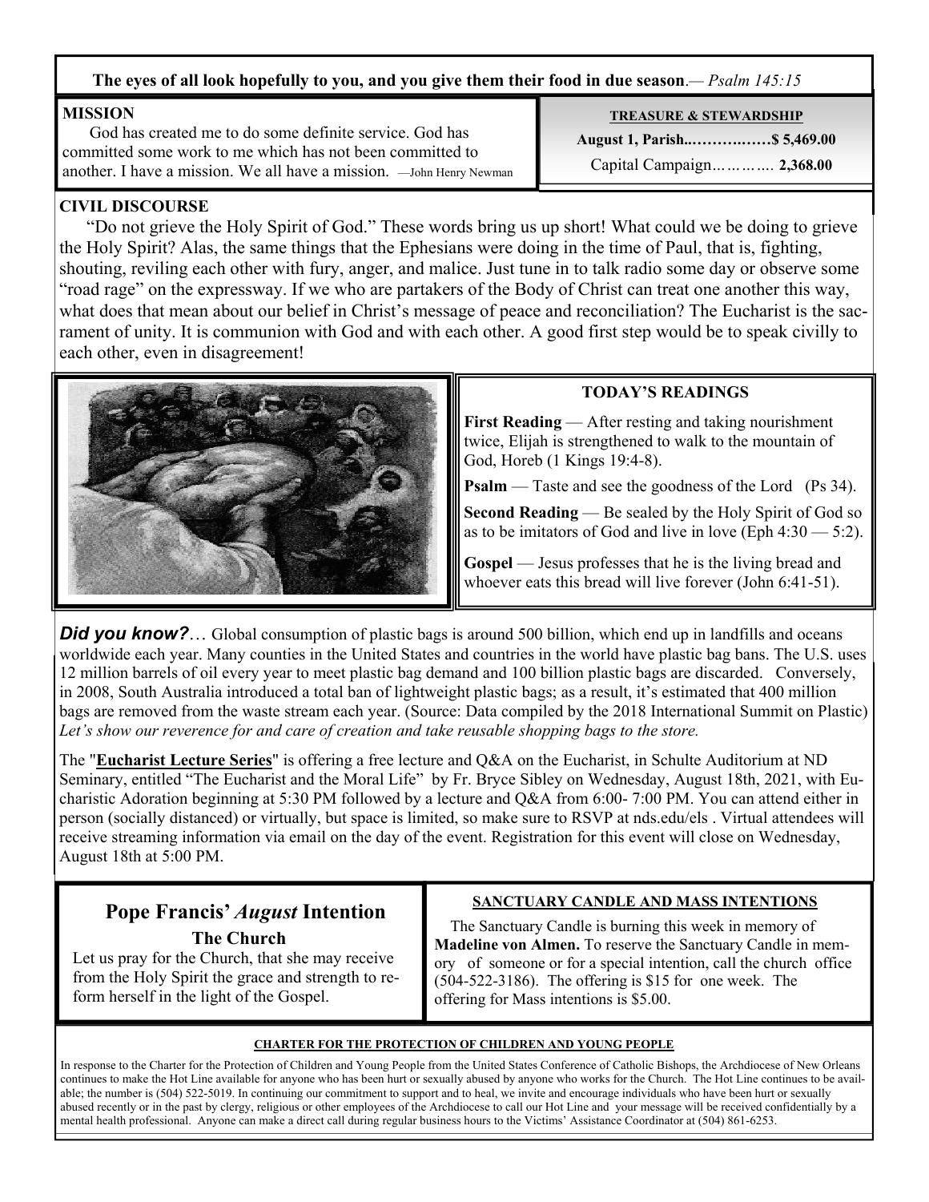**The eyes of all look hopefully to you, and you give them their food in due season**.— *Psalm 145:15*

**MISSION**

God has created me to do some definite service. God has committed some work to me which has not been committed to another. I have a mission. We all have a mission. —John Henry Newman

**TREASURE & STEWARDSHIP**

**August 1, Parish...……….……$ 5,469.00**

Capital Campaign………… **2,368.00**

**CIVIL DISCOURSE**

"Do not grieve the Holy Spirit of God." These words bring us up short! What could we be doing to grieve the Holy Spirit? Alas, the same things that the Ephesians were doing in the time of Paul, that is, fighting, shouting, reviling each other with fury, anger, and malice. Just tune in to talk radio some day or observe some "road rage" on the expressway. If we who are partakers of the Body of Christ can treat one another this way, what does that mean about our belief in Christ's message of peace and reconciliation? The Eucharist is the sacrament of unity. It is communion with God and with each other. A good first step would be to speak civilly to each other, even in disagreement!

**TODAY'S READINGS**

**First Reading** — After resting and taking nourishment twice, Elijah is strengthened to walk to the mountain of God, Horeb (1 Kings 19:4-8).

**Psalm** — Taste and see the goodness of the Lord (Ps 34).

**Second Reading** — Be sealed by the Holy Spirit of God so as to be imitators of God and live in love (Eph 4:30 — 5:2).

**Gospel** — Jesus professes that he is the living bread and whoever eats this bread will live forever (John 6:41-51).

***Did you know?***… Global consumption of plastic bags is around 500 billion, which end up in landfills and oceans worldwide each year. Many counties in the United States and countries in the world have plastic bag bans. The U.S. uses 12 million barrels of oil every year to meet plastic bag demand and 100 billion plastic bags are discarded. Conversely, in 2008, South Australia introduced a total ban of lightweight plastic bags; as a result, it's estimated that 400 million bags are removed from the waste stream each year. (Source: Data compiled by the 2018 International Summit on Plastic) *Let's show our reverence for and care of creation and take reusable shopping bags to the store.*

The "**Eucharist Lecture Series**" is offering a free lecture and Q&A on the Eucharist, in Schulte Auditorium at ND Seminary, entitled "The Eucharist and the Moral Life" by Fr. Bryce Sibley on Wednesday, August 18th, 2021, with Eucharistic Adoration beginning at 5:30 PM followed by a lecture and Q&A from 6:00- 7:00 PM. You can attend either in person (socially distanced) or virtually, but space is limited, so make sure to RSVP at nds.edu/els . Virtual attendees will receive streaming information via email on the day of the event. Registration for this event will close on Wednesday, August 18th at 5:00 PM.

## Pope Francis' *August* Intention

### The Church

Let us pray for the Church, that she may receive from the Holy Spirit the grace and strength to reform herself in the light of the Gospel.

**SANCTUARY CANDLE AND MASS INTENTIONS**

The Sanctuary Candle is burning this week in memory of **Madeline von Almen.** To reserve the Sanctuary Candle in memory of someone or for a special intention, call the church office (504-522-3186). The offering is $15 for one week. The offering for Mass intentions is $5.00.

**CHARTER FOR THE PROTECTION OF CHILDREN AND YOUNG PEOPLE**

In response to the Charter for the Protection of Children and Young People from the United States Conference of Catholic Bishops, the Archdiocese of New Orleans continues to make the Hot Line available for anyone who has been hurt or sexually abused by anyone who works for the Church. The Hot Line continues to be available; the number is (504) 522-5019. In continuing our commitment to support and to heal, we invite and encourage individuals who have been hurt or sexually abused recently or in the past by clergy, religious or other employees of the Archdiocese to call our Hot Line and your message will be received confidentially by a mental health professional. Anyone can make a direct call during regular business hours to the Victims' Assistance Coordinator at (504) 861-6253.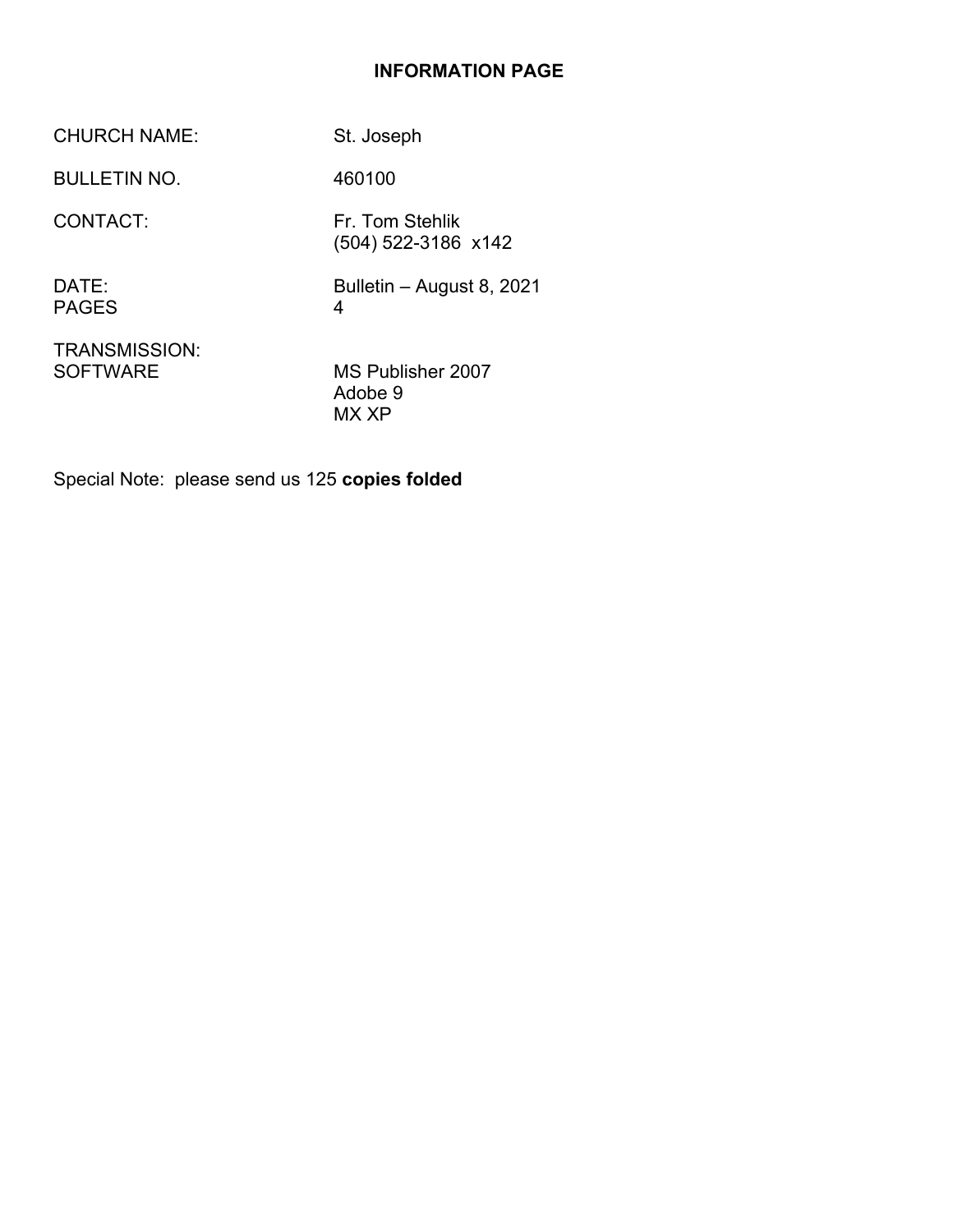# INFORMATION PAGE

| | |
|---|---|
| CHURCH NAME: | St. Joseph |
| BULLETIN NO. | 460100 |
| CONTACT: | Fr. Tom Stehlik<br>(504) 522-3186 x142 |
| DATE: | Bulletin – August 8, 2021 |
| PAGES | 4 |
| TRANSMISSION:<br>SOFTWARE | MS Publisher 2007<br>Adobe 9<br>MX XP |

Special Note: please send us 125 **copies folded**